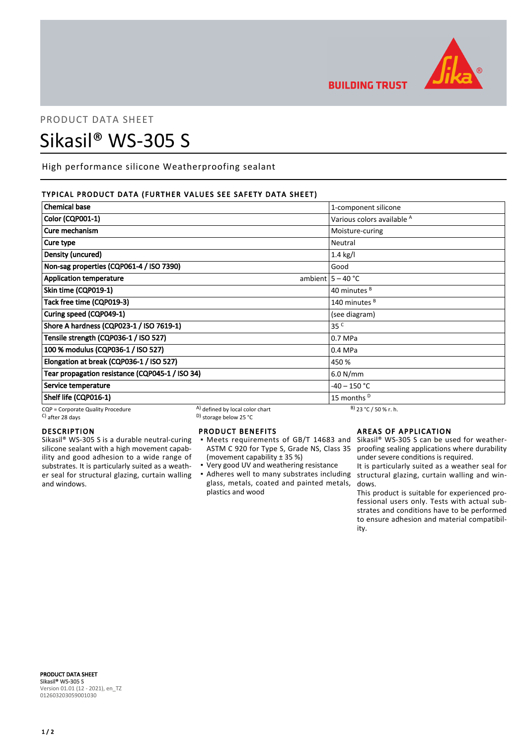PRODUCT DATA SHEET

# Sikasil® WS-305 S

High performance silicone Weatherproofing sealant

## TYPICAL PRODUCT DATA (FURTHER VALUES SEE SAFETY DATA SHEET)

| Property | | Value |
|---|---|---|
| **Chemical base** | | 1-component silicone |
| **Color (CQP001-1)** | | Various colors available [A] |
| **Cure mechanism** | | Moisture-curing |
| **Cure type** | | Neutral |
| **Density (uncured)** | | 1.4 kg/l |
| **Non-sag properties (CQP061-4 / ISO 7390)** | | Good |
| **Application temperature** | ambient | 5 – 40 °C |
| **Skin time (CQP019-1)** | | 40 minutes [B] |
| **Tack free time (CQP019-3)** | | 140 minutes [B] |
| **Curing speed (CQP049-1)** | | (see diagram) |
| **Shore A hardness (CQP023-1 / ISO 7619-1)** | | 35 [C] |
| **Tensile strength (CQP036-1 / ISO 527)** | | 0.7 MPa |
| **100 % modulus (CQP036-1 / ISO 527)** | | 0.4 MPa |
| **Elongation at break (CQP036-1 / ISO 527)** | | 450 % |
| **Tear propagation resistance (CQP045-1 / ISO 34)** | | 6.0 N/mm |
| **Service temperature** | | -40 – 150 °C |
| **Shelf life (CQP016-1)** | | 15 months [D] |

CQP = Corporate Quality Procedure
[A] defined by local color chart
[B] 23 °C / 50 % r. h.
[C] after 28 days
[D] storage below 25 °C

## DESCRIPTION

Sikasil® WS-305 S is a durable neutral-curing silicone sealant with a high movement capability and good adhesion to a wide range of substrates. It is particularly suited as a weather seal for structural glazing, curtain walling and windows.

## PRODUCT BENEFITS

- Meets requirements of GB/T 14683 and ASTM C 920 for Type S, Grade NS, Class 35 (movement capability ± 35 %)
- Very good UV and weathering resistance
- Adheres well to many substrates including glass, metals, coated and painted metals, plastics and wood

## AREAS OF APPLICATION

Sikasil® WS-305 S can be used for weatherproofing sealing applications where durability under severe conditions is required.

It is particularly suited as a weather seal for structural glazing, curtain walling and windows.

This product is suitable for experienced professional users only. Tests with actual substrates and conditions have to be performed to ensure adhesion and material compatibility.

**PRODUCT DATA SHEET**
**Sikasil® WS-305 S**
Version 01.01 (12 - 2021), en_TZ
012603203059001030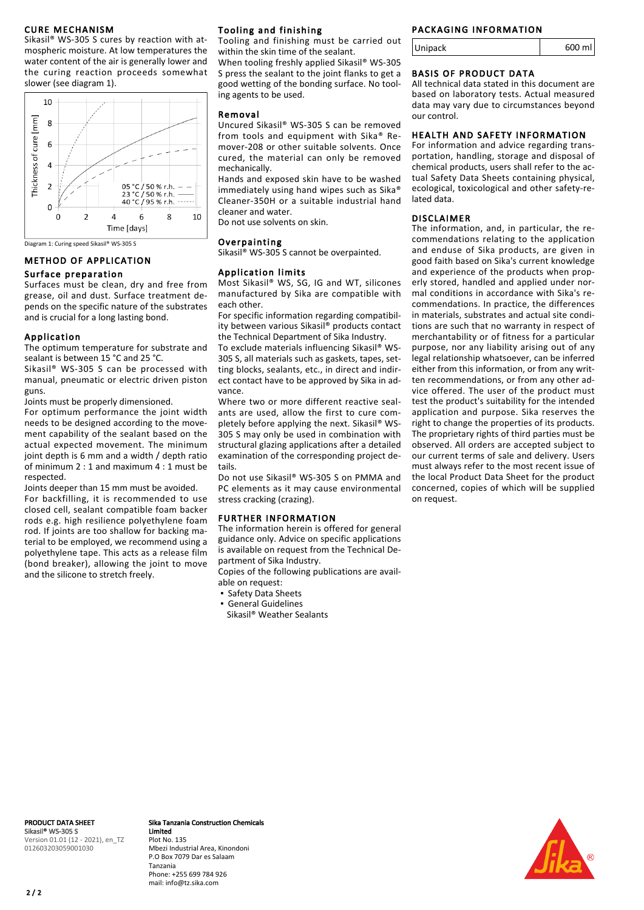## CURE MECHANISM

Sikasil® WS-305 S cures by reaction with atmospheric moisture. At low temperatures the water content of the air is generally lower and the curing reaction proceeds somewhat slower (see diagram 1).

Thickness of cure [mm]
10
8
6
4
2
0
0 2 4 6 8 10
Time [days]
05 °C / 50 % r.h.
23 °C / 50 % r.h.
40 °C / 95 % r.h.

Diagram 1: Curing speed Sikasil® WS-305 S

## METHOD OF APPLICATION

### Surface preparation

Surfaces must be clean, dry and free from grease, oil and dust. Surface treatment depends on the specific nature of the substrates and is crucial for a long lasting bond.

### Application

The optimum temperature for substrate and sealant is between 15 °C and 25 °C.

Sikasil® WS-305 S can be processed with manual, pneumatic or electric driven piston guns.

Joints must be properly dimensioned.

For optimum performance the joint width needs to be designed according to the movement capability of the sealant based on the actual expected movement. The minimum joint depth is 6 mm and a width / depth ratio of minimum 2 : 1 and maximum 4 : 1 must be respected.

Joints deeper than 15 mm must be avoided.

For backfilling, it is recommended to use closed cell, sealant compatible foam backer rods e.g. high resilience polyethylene foam rod. If joints are too shallow for backing material to be employed, we recommend using a polyethylene tape. This acts as a release film (bond breaker), allowing the joint to move and the silicone to stretch freely.

### Tooling and finishing

Tooling and finishing must be carried out within the skin time of the sealant.

When tooling freshly applied Sikasil® WS-305 S press the sealant to the joint flanks to get a good wetting of the bonding surface. No tooling agents to be used.

### Removal

Uncured Sikasil® WS-305 S can be removed from tools and equipment with Sika® Remover-208 or other suitable solvents. Once cured, the material can only be removed mechanically.

Hands and exposed skin have to be washed immediately using hand wipes such as Sika® Cleaner-350H or a suitable industrial hand cleaner and water.

Do not use solvents on skin.

### Overpainting

Sikasil® WS-305 S cannot be overpainted.

### Application limits

Most Sikasil® WS, SG, IG and WT, silicones manufactured by Sika are compatible with each other.

For specific information regarding compatibility between various Sikasil® products contact the Technical Department of Sika Industry.

To exclude materials influencing Sikasil® WS-305 S, all materials such as gaskets, tapes, setting blocks, sealants, etc., in direct and indirect contact have to be approved by Sika in advance.

Where two or more different reactive sealants are used, allow the first to cure completely before applying the next. Sikasil® WS-305 S may only be used in combination with structural glazing applications after a detailed examination of the corresponding project details.

Do not use Sikasil® WS-305 S on PMMA and PC elements as it may cause environmental stress cracking (crazing).

## FURTHER INFORMATION

The information herein is offered for general guidance only. Advice on specific applications is available on request from the Technical Department of Sika Industry.

Copies of the following publications are available on request:

- Safety Data Sheets
- General Guidelines Sikasil® Weather Sealants

## PACKAGING INFORMATION

| | |
|---|---|
| Unipack | 600 ml |

## BASIS OF PRODUCT DATA

All technical data stated in this document are based on laboratory tests. Actual measured data may vary due to circumstances beyond our control.

## HEALTH AND SAFETY INFORMATION

For information and advice regarding transportation, handling, storage and disposal of chemical products, users shall refer to the actual Safety Data Sheets containing physical, ecological, toxicological and other safety-related data.

## DISCLAIMER

The information, and, in particular, the recommendations relating to the application and enduse of Sika products, are given in good faith based on Sika's current knowledge and experience of the products when properly stored, handled and applied under normal conditions in accordance with Sika's recommendations. In practice, the differences in materials, substrates and actual site conditions are such that no warranty in respect of merchantability or of fitness for a particular purpose, nor any liability arising out of any legal relationship whatsoever, can be inferred either from this information, or from any written recommendations, or from any other advice offered. The user of the product must test the product's suitability for the intended application and purpose. Sika reserves the right to change the properties of its products. The proprietary rights of third parties must be observed. All orders are accepted subject to our current terms of sale and delivery. Users must always refer to the most recent issue of the local Product Data Sheet for the product concerned, copies of which will be supplied on request.

**PRODUCT DATA SHEET**
**Sikasil® WS-305 S**
Version 01.01 (12 - 2021), en_TZ
012603203059001030

**Sika Tanzania Construction Chemicals Limited**
Plot No. 135
Mbezi Industrial Area, Kinondoni
P.O Box 7079 Dar es Salaam
Tanzania
Phone: +255 699 784 926
mail: info@tz.sika.com